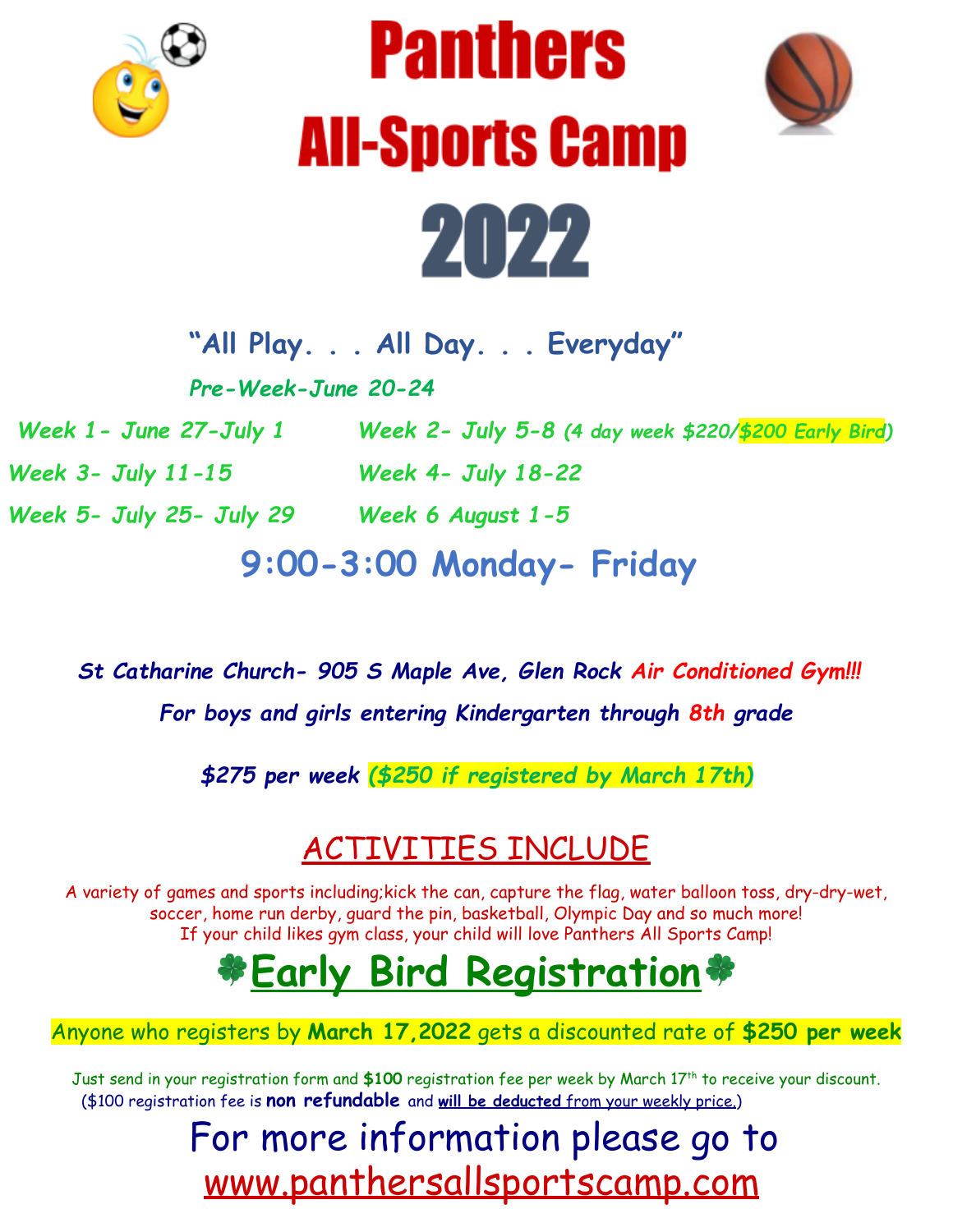# Panthers All-Sports Camp 2022

**"All Play. . . All Day. . . Everyday"**

*Pre-Week-June 20-24*

*Week 1- June 27-July 1*

*Week 2- July 5-8 (4 day week $220/$200 Early Bird)*

*Week 3- July 11-15*

*Week 4- July 18-22*

*Week 5- July 25- July 29*

*Week 6 August 1-5*

## 9:00-3:00 Monday- Friday

***St Catharine Church- 905 S Maple Ave, Glen Rock Air Conditioned Gym!!!***

***For boys and girls entering Kindergarten through 8th grade***

***$275 per week ($250 if registered by March 17th)***

## ACTIVITIES INCLUDE

A variety of games and sports including;kick the can, capture the flag, water balloon toss, dry-dry-wet, soccer, home run derby, guard the pin, basketball, Olympic Day and so much more!
If your child likes gym class, your child will love Panthers All Sports Camp!

## Early Bird Registration

Anyone who registers by **March 17,2022** gets a discounted rate of **$250 per week**

Just send in your registration form and **$100** registration fee per week by March 17th to receive your discount. ($100 registration fee is **non refundable** and **will be deducted** from your weekly price.)

For more information please go to
www.panthersallsportscamp.com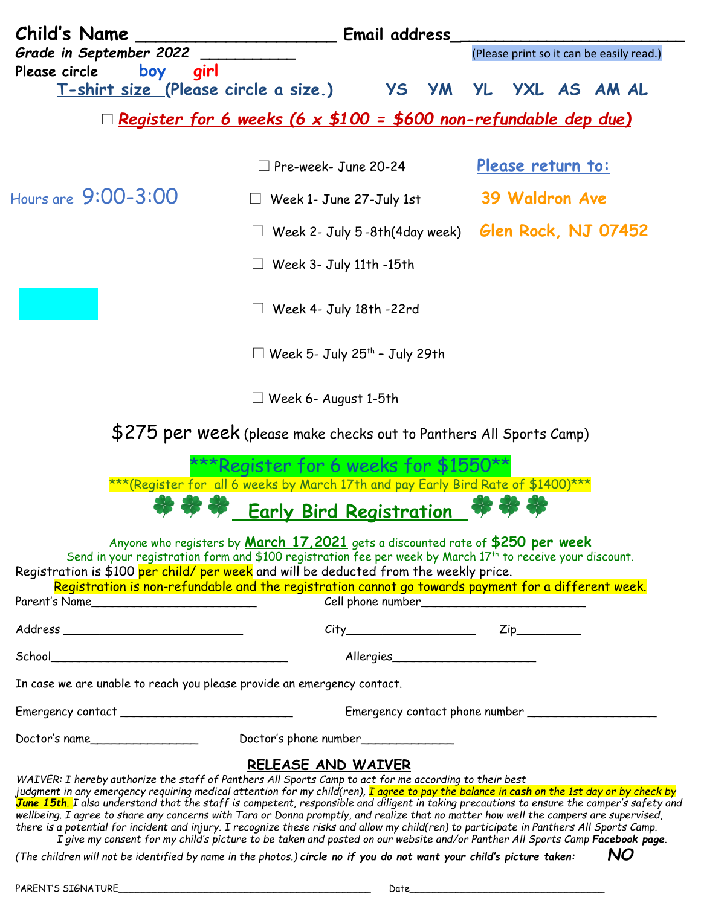**Child's Name** ____________________ **Email address**________________________

***Grade in September 2022*** __________ (Please print so it can be easily read.)

**Please circle** boy girl

T-shirt size (Please circle a size.) YS YM YL YXL AS AM AL

☐ ***Register for 6 weeks (6 x $100 = $600 non-refundable dep due)***

Hours are 9:00-3:00

☐ Pre-week- June 20-24

☐ Week 1- June 27-July 1st

☐ Week 2- July 5 -8th(4day week)

☐ Week 3- July 11th -15th

☐ Week 4- July 18th -22rd

☐ Week 5- July 25th – July 29th

☐ Week 6- August 1-5th

**Please return to:**

**39 Waldron Ave**

**Glen Rock, NJ 07452**

$275 per week (please make checks out to Panthers All Sports Camp)

***Register for 6 weeks for $1550**

***(Register for all 6 weeks by March 17th and pay Early Bird Rate of $1400)***

## 🍀🍀🍀 Early Bird Registration 🍀🍀🍀

Anyone who registers by **March 17,2021** gets a discounted rate of **$250 per week**

Send in your registration form and $100 registration fee per week by March 17th to receive your discount.

Registration is $100 per child/ per week and will be deducted from the weekly price.

Registration is non-refundable and the registration cannot go towards payment for a different week.

Parent's Name________________________ Cell phone number________________________

Address __________________________ City__________________ Zip_________

School__________________________________ Allergies____________________

In case we are unable to reach you please provide an emergency contact.

Emergency contact _________________________ Emergency contact phone number __________________

Doctor's name_______________ Doctor's phone number_____________

## RELEASE AND WAIVER

*WAIVER: I hereby authorize the staff of Panthers All Sports Camp to act for me according to their best judgment in any emergency requiring medical attention for my child(ren), I agree to pay the balance in **cash** on the 1st day or by check by **June 15th**. I also understand that the staff is competent, responsible and diligent in taking precautions to ensure the camper's safety and wellbeing. I agree to share any concerns with Tara or Donna promptly, and realize that no matter how well the campers are supervised, there is a potential for incident and injury. I recognize these risks and allow my child(ren) to participate in Panthers All Sports Camp.*

*I give my consent for my child's picture to be taken and posted on our website and/or Panther All Sports Camp **Facebook page**.*

*(The children will not be identified by name in the photos.)* ***circle no if you do not want your child's picture taken:*** ***NO***

PARENT'S SIGNATURE________________________________________ Date______________________________